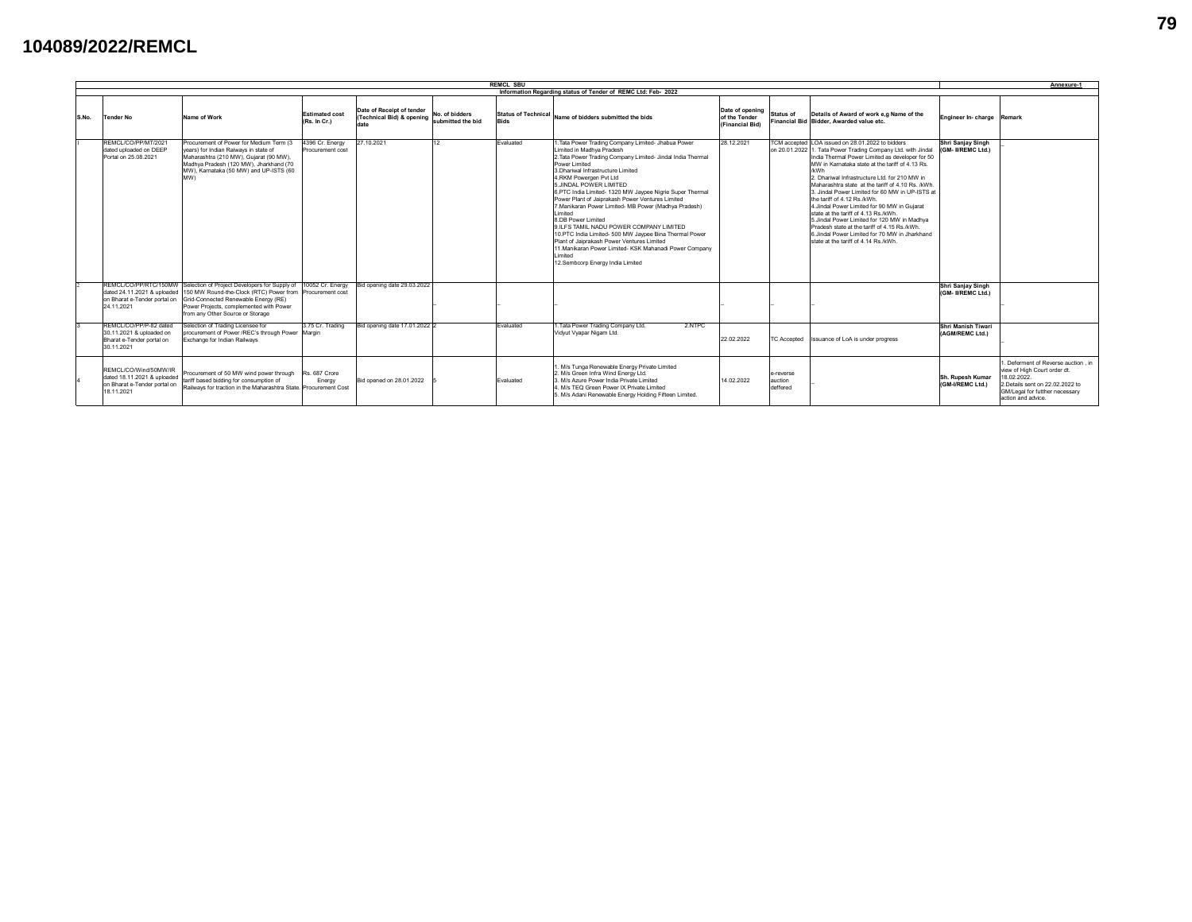# 104089/2022/REMCL

**REMCL SBU**

**Information Regarding status of Tender of REMC Ltd: Feb- 2022**

**Annexure-1**

| S.No. | Tender No | Name of Work | Estimated cost (Rs. In Cr.) | Date of Receipt of tender (Technical Bid) & opening date | No. of bidders submitted the bid | Status of Technical Bids | Name of bidders submitted the bids | Date of opening of the Tender (Financial Bid) | Status of Financial Bid | Details of Award of work e,g Name of the Bidder, Awarded value etc. | Engineer In- charge | Remark |
|---|---|---|---|---|---|---|---|---|---|---|---|---|
| 1 | REMCL/CO/PP/MT/2021 dated uploaded on DEEP Portal on 25.08.2021 | Procurement of Power for Medium Term (3 years) for Indian Railways in state of Maharashtra (210 MW), Gujarat (90 MW), Madhya Pradesh (120 MW), Jharkhand (70 MW), Karnataka (50 MW) and UP-ISTS (60 MW) | 4396 Cr. Energy Procurement cost | 27.10.2021 | 12 | Evaluated | 1.Tata Power Trading Company Limited- Jhabua Power Limited in Madhya Pradesh<br>2.Tata Power Trading Company Limited- Jindal India Thermal Power Limited<br>3.Dhariwal Infrastructure Limited<br>4.RKM Powergen Pvt Ltd<br>5.JINDAL POWER LIMITED<br>6.PTC India Limited- 1320 MW Jaypee Nigrie Super Thermal Power Plant of Jaiprakash Power Ventures Limited<br>7.Manikaran Power Limited- MB Power (Madhya Pradesh) Limited<br>8.DB Power Limited<br>9.ILFS TAMIL NADU POWER COMPANY LIMITED<br>10.PTC India Limited- 500 MW Jaypee Bina Thermal Power Plant of Jaiprakash Power Ventures Limited<br>11.Manikaran Power Limited- KSK Mahanadi Power Company Limited<br>12.Sembcorp Energy India Limited | 28.12.2021 | TCM accepted on 20.01.2022 | LOA issued on 28.01.2022 to bidders<br>1. Tata Power Trading Company Ltd. with Jindal India Thermal Power Limited as developer for 50 MW in Karnataka state at the tariff of 4.13 Rs. /kWh<br>2. Dhariwal Infrastructure Ltd. for 210 MW in Maharashtra state at the tariff of 4.10 Rs. /kWh.<br>3. Jindal Power Limited for 60 MW in UP-ISTS at the tariff of 4.12 Rs./kWh.<br>4.Jindal Power Limited for 90 MW in Gujarat state at the tariff of 4.13 Rs./kWh.<br>5.Jindal Power Limited for 120 MW in Madhya Pradesh state at the tariff of 4.15 Rs./kWh.<br>6.Jindal Power Limited for 70 MW in Jharkhand state at the tariff of 4.14 Rs./kWh. | **Shri Sanjay Singh (GM- II/REMC Ltd.)** | _ |
| 2 | REMCL/CO/PP/RTC/150MW dated 24.11.2021 & uploaded on Bharat e-Tender portal on 24.11.2021 | Selection of Project Developers for Supply of 150 MW Round-the-Clock (RTC) Power from Grid-Connected Renewable Energy (RE) Power Projects, complemented with Power from any Other Source or Storage | 10052 Cr. Energy Procurement cost | Bid opening date 29.03.2022 | _ | _ | _ | _ | _ | _ | **Shri Sanjay Singh (GM- II/REMC Ltd.)** | _ |
| 3 | REMCL/CO/PP/P-82 dated 30.11.2021 & uploaded on Bharat e-Tender portal on 30.11.2021 | Selection of Trading Licensee for procurement of Power /REC's through Power Exchange for Indian Railways | 3.75 Cr. Trading Margin | Bid opening date 17.01.2022 | 2 | Evaluated | 1.Tata Power Trading Company Ltd. 2.NTPC Vidyut Vyapar Nigam Ltd. | 22.02.2022 | TC Accepted | Issuance of LoA is under progress | **Shri Manish Tiwari (AGM/REMC Ltd.)** | _ |
| 4 | REMCL/CO/Wind/50MW/IR dated 18.11.2021 & uploaded on Bharat e-Tender portal on 18.11.2021 | Procurement of 50 MW wind power through tariff based bidding for consumption of Railways for traction in the Maharashtra State. | Rs. 687 Crore Energy Procurement Cost | Bid opened on 28.01.2022 | 5 | Evaluated | 1. M/s Tunga Renewable Energy Private Limited<br>2. M/s Green Infra Wind Energy Ltd.<br>3. M/s Azure Power India Private Limited<br>4. M/s TEQ Green Power IX Private Limited<br>5. M/s Adani Renewable Energy Holding Fifteen Limited. | 14.02.2022 | e-reverse auction deffered | _ | **Sh. Rupesh Kumar (GM-I/REMC Ltd.)** | 1. Deferment of Reverse auction , in view of High Court order dt. 18.02.2022.<br>2.Details sent on 22.02.2022 to GM/Legal for futther necessary action and advice. |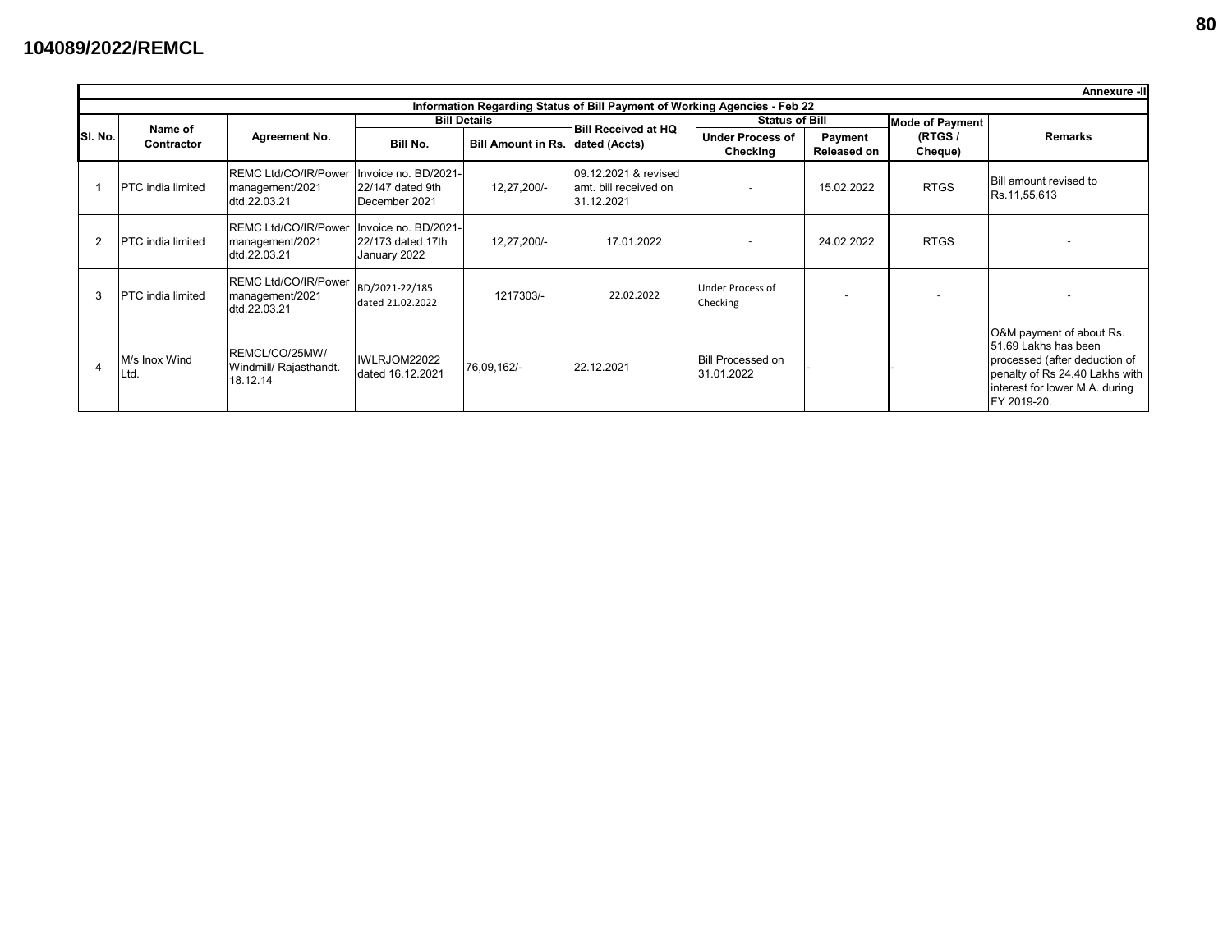104089/2022/REMCL

**Annexure -II**

**Information Regarding Status of Bill Payment of Working Agencies - Feb 22**

| Sl. No. | Name of Contractor | Agreement No. | Bill Details | | Bill Received at HQ dated (Accts) | Status of Bill | | Mode of Payment (RTGS / Cheque) | Remarks |
|---|---|---|---|---|---|---|---|---|---|
| | | | Bill No. | Bill Amount in Rs. | | Under Process of Checking | Payment Released on | | |
| **1** | PTC india limited | REMC Ltd/CO/IR/Power management/2021 dtd.22.03.21 | Invoice no. BD/2021-22/147 dated 9th December 2021 | 12,27,200/- | 09.12.2021 & revised amt. bill received on 31.12.2021 | - | 15.02.2022 | RTGS | Bill amount revised to Rs.11,55,613 |
| 2 | PTC india limited | REMC Ltd/CO/IR/Power management/2021 dtd.22.03.21 | Invoice no. BD/2021-22/173 dated 17th January 2022 | 12,27,200/- | 17.01.2022 | - | 24.02.2022 | RTGS | - |
| 3 | PTC india limited | REMC Ltd/CO/IR/Power management/2021 dtd.22.03.21 | BD/2021-22/185 dated 21.02.2022 | 1217303/- | 22.02.2022 | Under Process of Checking | - | - | - |
| 4 | M/s Inox Wind Ltd. | REMCL/CO/25MW/ Windmill/ Rajasthandt. 18.12.14 | IWLRJOM22022 dated 16.12.2021 | 76,09,162/- | 22.12.2021 | Bill Processed on 31.01.2022 | - | - | O&M payment of about Rs. 51.69 Lakhs has been processed (after deduction of penalty of Rs 24.40 Lakhs with interest for lower M.A. during FY 2019-20. |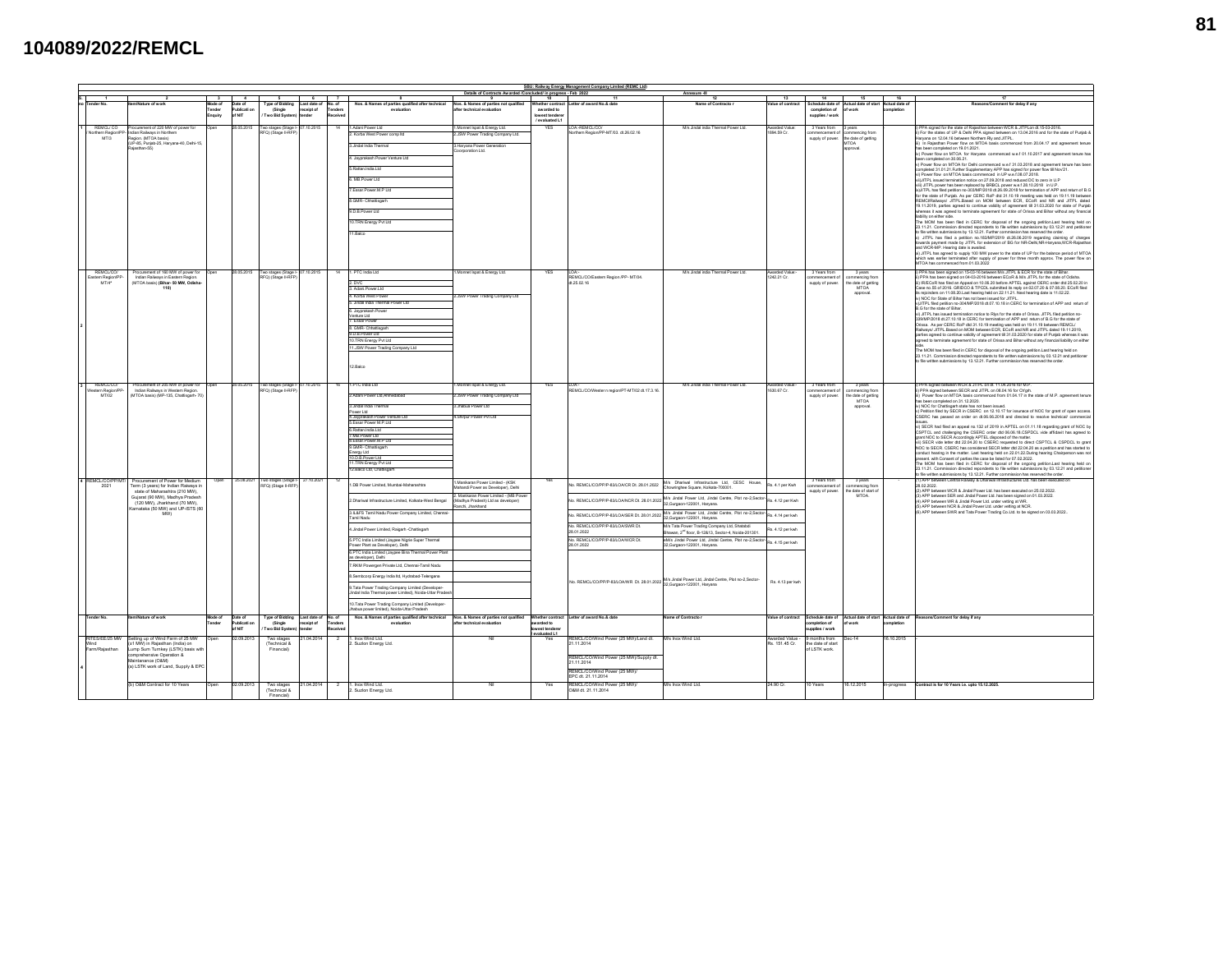# 104089/2022/REMCL

**SBU: Railway Energy Management Company Limited (REMC Ltd)**

**Details of Contracts Awarded /Concluded/ in progress - Feb 2022** — Annexure -III

| S. no | Tender No. | Item/Nature of work | Mode of Tender Enquiry | Date of Publication of NIT | Type of Bidding (Single / Two Bid System) | Last date of receipt of tender | No. of Tenders Received | Nos. & Names of parties qualified after technical evaluation | Nos. & Names of parties not qualified after technical evaluation | Whether contract awarded to lowest tenderer / evaluated L1 | Letter of award No.& date | Name of Contractor | Value of contract | Schedule date of completion of supplies / work | Actual date of start of work | Actual date of completion | Reasons/Comment for delay if any |
|---|---|---|---|---|---|---|---|---|---|---|---|---|---|---|---|---|---|
| 1 | 2 | 3 | 4 | 5 | 6 | 7 | 8 | 9 | 10 | 11 | 12 | 13 | 14 | 15 | 16 | | 17 |
| 1 | REMCL/ CO/ Northern Region/PP-MT/3 | Procurement of 220 MW of power for Indian Railways in Northern Region. (MTOA basis) (UP-85, Punjab-35, Haryana-40, Delhi-15, Rajasthan-55) | Open | 09.05.2015 | Two stages (Stage I-RFQ) (Stage II-RFP) | 07.10.2015 | 14 | 1.Adani Power Ltd<br>2. Korba West Power comp ltd<br>3.Jindal India Thermal<br>4. Jaypraskash Power Venture Ltd<br>5.Rattan India Ltd<br>6. MB Power Ltd<br>7.Essar Power M.P Ltd<br>8.GMR- Chhattisgarh<br>9.D.B.Power Ltd<br>10.TRN Energy Pvt Ltd<br>11.Balco | 1.Monnet Ispat & Energy Ltd.<br>2.JSW Power Trading Company Ltd<br>3.Haryana Power Generation Coorporation Ltd. | YES | LOA -REMCL/CO/ Northern Region/PP-MT/03. dt.26.02.16 | M/s Jindal India Thermal Power Ltd. | Awarded Value-1694.59 Cr. | 3 Years from commencement of supply of power. | 3 years commencing from the date of getting MTOA approval. | | i) PPA signed for the state of Rajasthan between WCR & JITPL on dt.15-03-2016.<br>ii) For the states of UP & Delhi PPA signed between on 13.04.2016 and for the state of Punjab & Haryana on 12.04.16 between Northern Rly and JITPL.<br>iii) In Rajasthan Power flow on MTOA basis commenced from 20.04.17 and agreement tenure has been completed on 19.01.2021.<br>iv) Power flow on MTOA for Haryana commenced w.e.f 01.10.2017 and agreement tenure has been completed on 30.06.21.<br>v) Power flow on MTOA for Delhi commenced w.e.f 31.03.2018 and agreement tenure has been completed 31.01.21.Further Supplementary APP has signed for power flow till Nov'21.<br>vi) Power flow on MTOA basis commenced in UP w.e.f.06.07.2018.<br>vii)JITPL issued termination notice on 27.09.2018 and reduced DC to zero in U.P<br>viii) JITPL power has been replaced by BRBCL power w.e.f 28.10.2018 in U.P.<br>ix)JITPL has filed petition no-303/MP/2018 dt.26.09.2018 for termination of APP and return of B.G for the state of Punjab. As per CERC RoP dtd 31.10.19 meeting was held on 19.11.19 between REMCl/Railways/ JITPL.Based on MOM between ECR, ECoR and NR and JITPL dated 19.11.2019, parties agreed to continue validity of agreement till 31.03.2020 for state of Punjab whereas it was agreed to terminate agreement for state of Orissa and Bihar without any financial liability on either side.<br>The MOM has been filed in CERC for disposal of the ongoing petition.Last hearing held on 23.11.21. Commission directed respondents to file written submissions by 03.12.21 and petitioner to file written submissions by 13.12.21. Further commission has reserved the order.<br>x) JITPL has filed a petition no.193/MP/2019 dt.26.06.2019 regarding claiming of charges towards payment made by JITPL for extension of BG for NR-Delhi,NR-Haryana,WCR-Rajasthan and WCR-MP. Hearing date is awaited.<br>xi) JITPL has agreed to supply 100 MW power to the state of UP for the balance period of MTOA which was earlier terminated after supply of power for three month approx. The power flow in MTOA has commenced from 01.03.2022. |
| 2 | REMCL/CO/ Eastern Region/PP-MT/4* | Procurement of 160 MW of power for Indian Railways in Eastern Region. (MTOA basis) (Bihar- 50 MW, Odisha- 110) | Open | 09.05.2015 | Two stages (Stage I-RFQ) (Stage II-RFP) | 07.10.2015 | 14 | 1. PTC India Ltd<br>2. DVC<br>3. Adani Power Ltd<br>4. Korba West Power<br>5. Jindal India Thermal Power Ltd<br>6. Jaypraskash Power Venture Ltd<br>7. Essar Power<br>8. GMR- Chhattisgarh<br>9.D.B.Power Ltd<br>10.TRN Energy Pvt Ltd<br>11.JSW Power Trading Company Ltd<br>12.Balco | 1.Monnet Ispat & Energy Ltd.<br>2.JSW Power Trading Company Ltd | YES | LOA - REMCL/CO/Eastern Region /PP- MT/04. dt.25.02.16 | M/s Jindal India Thermal Power Ltd. | Awarded Value - 1242.31 Cr. | 3 Years from commencement of supply of power. | 3 years commencing from the date of getting MTOA approval. | | i) PPA has been signed on 15-03-16 between M/s JITPL & ECR for the state of Bihar.<br>ii) PPA has been signed on 04-03-2016 between ECoR & M/s JITPL for the state of Odisha.<br>iii) IR/ECoR has filed an Appeal on 10.06.20 before APTEL against OERC order dtd 25.02.20 in Case no.35 of 2016. GRIDCO & TPCOL submitted its reply on 02.07.20 & 07.08.20. ECoR filed its rejoinders on 11.08.20.Last hearing held on 22.11.21. Next hearing date is 11.02.22.<br>iv) NOC for State of Bihar has not been issued by JITPL.<br>v)JITPL filed petition no-304/MP/2018 dt.07.10.18 in CERC for termination of APP and return of B.G for the state of Bihar.<br>vi) JITPL has issued termination notice to Rlys for the state of Orissa. JITPL filed petition no-339/MP/2018 dt.27.10.18 in CERC for termination of APP and return of B.G for the state of Orissa. As per CERC RoP dtd 31.10.19 meeting was held on 19.11.19 between REMCL/ Railways/ JITPL.Based on MOM between ECR, ECoR and NR and JITPL dated 19.11.2019, parties agreed to continue validity of agreement till 31.03.2020 for state of Punjab whereas it was agreed to terminate agreement for state of Orissa and Bihar without any financial liability on either side.<br>The MOM has been filed in CERC for disposal of the ongoing petition.Last hearing held on 23.11.21. Commission directed respondents to file written submissions by 03.12.21 and petitioner to file written submissions by 13.12.21. Further commission has reserved the order. |
| 3 | REMCL/CO/ Western Region/PP-MT/02 | Procurement of 200 MW of power for Indian Railways in Western Region. (MTOA basis) (MP-130, Chhattisgarh- 70) | Open | 09.05.2015 | Two stages (Stage I-RFQ) (Stage II-RFP) | 07.10.2015 | 16 | 1.PTC India Ltd<br>2.Adani Power Ltd Ahmedabad<br>3.Jindal India Thermal Power Ltd<br>4.Jaypraskash Power Venture Ltd<br>5.Essar Power M.P Ltd<br>6.Rattan India Ltd<br>7.MB Power Ltd<br>8.Essar Power M.P Ltd<br>9.GMR- Chhattisgarh Energy Ltd<br>10.D.B.Power Ltd<br>11.TRN Energy Pvt Ltd<br>12.Balco Ltd, Chattisgarh | 1.Monnet Ispat & Energy Ltd.<br>2.JSW Power Trading Company Ltd<br>3.Jhabua Power Ltd<br>4.Shirpur Power Pvt Ltd | YES | LOA - REMCL/CO/Western region/PT-MT/02 dt.17.3.16. | M/s Jindal India Thermal Power Ltd. | Awarded Value- 1630.67 Cr. | 3 Years from commencement of supply of power. | 3 years commencing from the date of getting MTOA approval. | | i) PPA signed between WCR & JITPL on dt. 11.04.2016 for M.P.<br>ii) PPA signed between SECR and JITPL on 08.04.16 for CHgrh.<br>iii) Power flow on MTOA basis commenced from 01.04.17 in the state of M.P. agreement tenure has been completed on 31.12.2020.<br>iv) NOC for Chattisgarh state has not been issued.<br>v) Petition filed by SECR in CSERC on 12.10.17 for issuance of NOC for grant of open access. CSERC has passed an order on dt.06.06.2018 and directed to resolve technical/ commercial issues.<br>vi) SECR had filed an appeal no.132 of 2019 in APTEL on 01.11.19 regarding grant of NOC by CSPTCL and challenging the CSERC order dtd 06.06.18.CSPDCL vide affidavit has agreed to grant NOC to SECR.Accordingly APTEL disposed of the matter.<br>vii) SECR vide letter dtd 22.04.20 to CSERC requested to direct CSPTCL & CSPDCL to grant NOC to SECR. CSERC has considered SECR letter dtd 22.04.20 as a petition and has started to conduct hearing in the matter. Last hearing held on 22.01.22.During hearing Chairperson was not present ,with Consent of parties the case be listed for 07.02.2022.<br>The MOM has been filed in CERC for disposal of the ongoing petition.Last hearing held on 23.11.21. Commission directed respondents to file written submissions by 03.12.21 and petitioner to file written submissions by 13.12.21. Further commission has reserved the order. |
| 4 | REMCL/CO/PP/MTI-2021 | Procurement of Power for Medium Term (3 years) for Indian Railways in state of Maharashtra (210 MW), Gujarat (60 MW), Madhya Pradesh (120 MW), Jharkhand (70 MW), Karnataka (50 MW) and UP-ISTS (60 MW) | Open | 25.08.2021 | Two stages (Stage I-RFQ) (Stage II-RFP) | 27.10.2021 | 12 | 1.DB Power Limited, Mumbai-Maharashtra<br>2.Dhariwal Infrastructure Limited, Kolkata-West Bengal<br>3.IL&FS Tamil Nadu Power Company Limited, Chennai-Tamil Nadu<br>4.Jindal Power Limited, Raigarh -Chattisgarh<br>5.PTC India Limited (Jaypee Nigrie Super Thermal Power Plant as Developer), Delhi<br>6.PTC India Limited (Jaypee Bina Thermal Power Plant as developer), Delhi<br>7.RKM Powergen Private Ltd, Chennai-Tamil Nadu<br>8.Sembcorp Energy India ltd, Hyderabad-Telengana<br>9.Tata Power Trading Company Limited (Developer-Jindal India Thermal power Limited), Noida-Uttar Pradesh<br>10.Tata Power Trading Company Limited (Developer-Jhabua power limited), Noida-Uttar Pradesh | 1.Maitharan Power Limited - (KSK Mahandi Power as Developer), Delhi<br>2. Maitharan Power Limited - (MB Power (Madhya Pradesh) Ltd as developer) Ranchi, Jharkhand | Yes | No. REMCL/CO/PP/P-83/LOA/CR Dt. 28.01.2022<br>No. REMCL/CO/PP/P-83/LOA/NCR Dt. 28.01.2022<br>No. REMCL/CO/PP/P-83/LOA/SER Dt. 28.01.2022<br>No. REMCL/CO/PP/P-83/LOA/SWR Dt. 28.01.2022<br>No. REMCL/CO/PP/P-83/LOA/WCR Dt. 28.01.2022<br>No. REMCL/CO/PP/P-83/LOA/WR Dt. 28.01.2022 | M/s Dhariwal Infrastructure Ltd, CESC House, Chowringhee Square, Kolkata-700001.<br>M/s Jindal Power Ltd, Jindal Centre, Plot no-2,Sector-32,Gurgaon-122001, Haryana.<br>M/s Jindal Power Ltd, Jindal Centre, Plot no-2,Sector-32,Gurgaon-122001, Haryana.<br>M/s Tata Power Trading Company Ltd, Shatabdi Bhawan, 2nd floor, B-12&13, Sector-4, Noida-201301.<br>eM/s Jindal Power Ltd, Jindal Centre, Plot no-2,Sector-32,Gurgaon-122001, Haryana.<br>M/s Jindal Power Ltd, Jindal Centre, Plot no-2,Sector-32,Gurgaon-122001, Haryana | Rs. 4.1 per Kwh<br>Rs. 4.12 per Kwh<br>Rs. 4.14 per kwh<br>Rs. 4.12 per kwh<br>Rs. 4.15 per kwh<br>Rs. 4.13 per kwh | 3 Years from commencement of supply of power. | 3 years commencing from the date of start of MTOA | - | (1) APP between Central Railway & Dhariwal Infrastructure Ltd. has been executed on 28.02.2022.<br>(2) APP between WCR & Jindal Power Ltd. has been executed on 25.02.2022.<br>(3) APP between SER and Jindal Power Ltd. has been signed on 01.03.2022.<br>(4) APP between WR & Jindal Power Ltd. under vetting at WR.<br>(5) APP between NCR & Jindal Power Ltd. under vetting at NCR.<br>(6) APP between SWR and Tata Power Trading Co.Ltd. to be signed on 03.03.2022.. |
| | Tender No. | Item/Nature of work | Mode of Tender | Date of Publication of NIT | Type of Bidding (Single / Two Bid System) | Last date of receipt of tender | No. of Tenders Received | Nos. & Names of parties qualified after technical evaluation | Nos. & Names of parties not qualified after technical evaluation | Whether contract awarded to lowest tenderer / evaluated L1 | Letter of award No.& date | Name of Contractor | Value of contract | Schedule date of completion of supplies / work | Actual date of start of work | Actual date of completion | Reasons/Comment for delay if any |
| 4 | RITES/IE/25 MW Wind Farm/Rajasthan | Setting up of Wind Farm of 25 MW (±1 MW) in Rajasthan (India) on Lump Sum Turnkey (LSTK) basis with comprehensive Operation & Maintenance (O&M)<br>(a) LSTK work of Land, Supply & EPC | Open | 02.09.2013 | Two stages (Technical & Financial) | 21.04.2014 | 2 | 1. Inox Wind Ltd.<br>2. Suzlon Energy Ltd. | Nil | Yes | REMCL/CO/Wind Power (25 MW)/Land dt. 21.11.2014<br>REMCL/CO/Wind Power (25 MW)/Supply dt. 21.11.2014<br>REMCL/CO/Wind Power (25 MW)/ EPC dt. 21.11.2014 | M/s Inox Wind Ltd. | Awarded Value - Rs. 151.45 Cr. | 9 months from the date of start of LSTK work. | Dec-14 | 16.10.2015 | - |
| | | (b) O&M Contract for 10 Years | Open | 02.09.2013 | Two stages (Technical & Financial) | 21.04.2014 | 2 | 1. Inox Wind Ltd.<br>2. Suzlon Energy Ltd. | Nil | Yes | REMCL/CO/Wind Power (25 MW)/ O&M dt. 21.11.2014 | M/s Inox Wind Ltd. | 34.90 Cr. | 10 Years | 16.12.2015 | In-progress | **Contract is for 10 Years i.e. upto 15.12.2025.** |